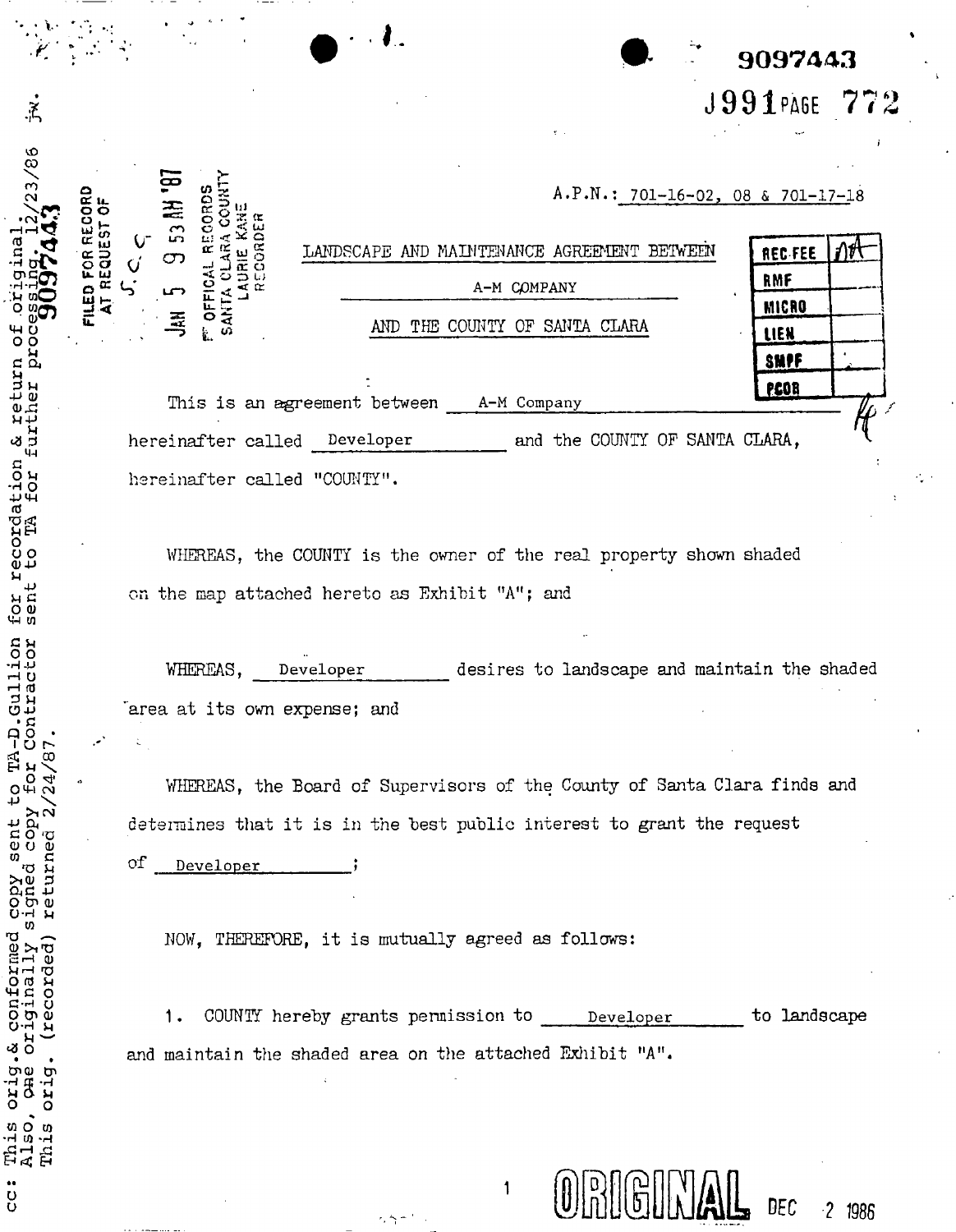9097443

J991 PAGE 772

This orig.& conformed copy sent to TA-D.Gullion for recordation & return of original. 12/23/86
Also, one originally signed copy for Contractor sent to TA for further processing.
This orig. (recorded) returned 2/24/87.

FILED FOR RECORD AT REQUEST OF S.C.C.

JAN 5 9 53 AM '87

OFFICIAL RECORDS SANTA CLARA COUNTY LAURIE KANE RECORDER

A.P.N.: 701-16-02, 08 & 701-17-18

| REC FEE | NA |
|---|---|
| RMF | |
| MICRO | |
| LIEN | |
| SMPF | |
| PCOR | |

LANDSCAPE AND MAINTENANCE AGREEMENT BETWEEN

A-M COMPANY

AND THE COUNTY OF SANTA CLARA

This is an agreement between A-M Company hereinafter called Developer and the COUNTY OF SANTA CLARA, hereinafter called "COUNTY".

WHEREAS, the COUNTY is the owner of the real property shown shaded on the map attached hereto as Exhibit "A"; and

WHEREAS, Developer desires to landscape and maintain the shaded area at its own expense; and

WHEREAS, the Board of Supervisors of the County of Santa Clara finds and determines that it is in the best public interest to grant the request of Developer;

NOW, THEREFORE, it is mutually agreed as follows:

1. COUNTY hereby grants permission to Developer to landscape and maintain the shaded area on the attached Exhibit "A".

ORIGINAL DEC 2 1986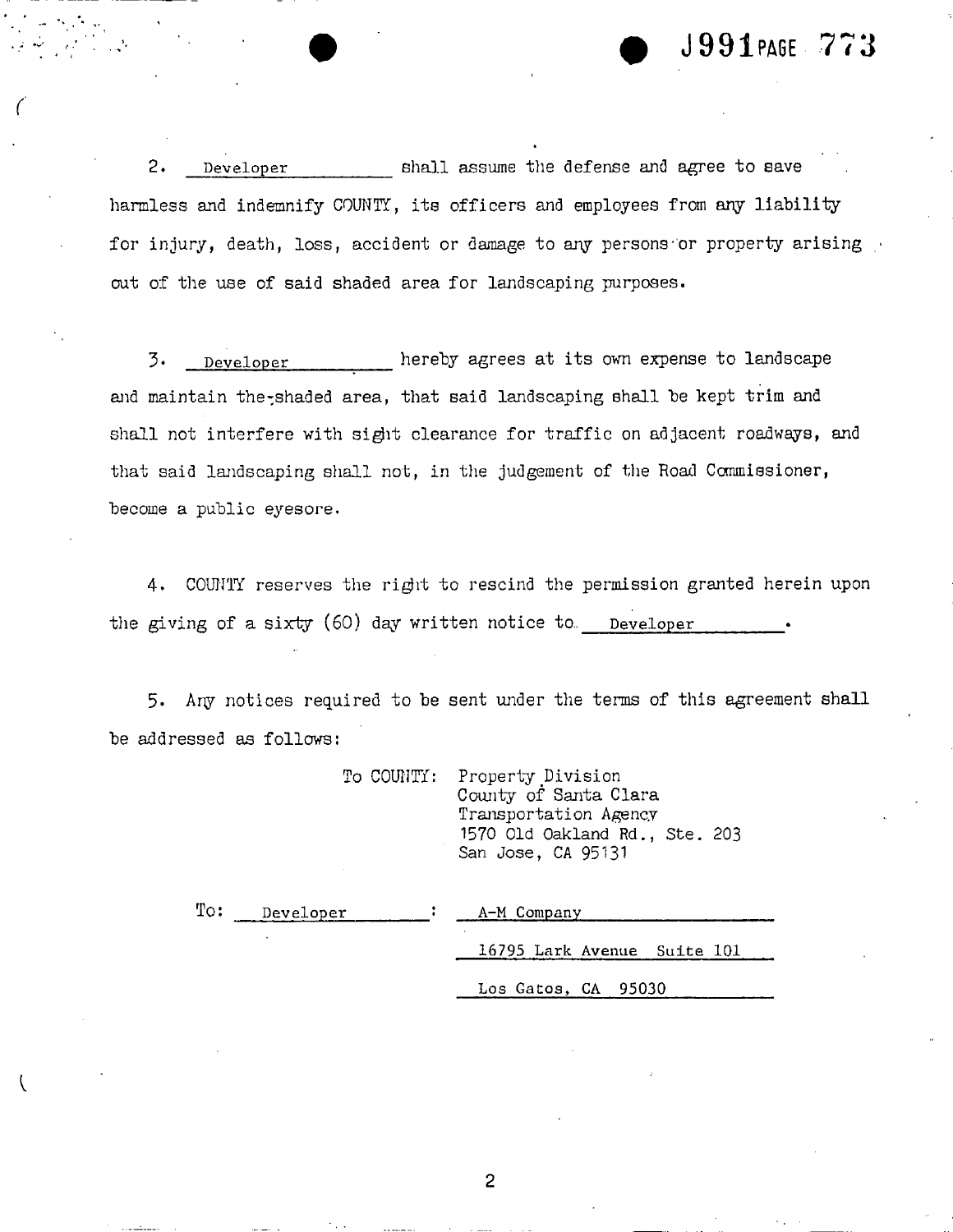2. Developer shall assume the defense and agree to save harmless and indemnify COUNTY, its officers and employees from any liability for injury, death, loss, accident or damage to any persons or property arising out of the use of said shaded area for landscaping purposes.

3. Developer hereby agrees at its own expense to landscape and maintain the shaded area, that said landscaping shall be kept trim and shall not interfere with sight clearance for traffic on adjacent roadways, and that said landscaping shall not, in the judgement of the Road Commissioner, become a public eyesore.

4. COUNTY reserves the right to rescind the permission granted herein upon the giving of a sixty (60) day written notice to Developer.

5. Any notices required to be sent under the terms of this agreement shall be addressed as follows:

To COUNTY: Property Division
County of Santa Clara
Transportation Agency
1570 Old Oakland Rd., Ste. 203
San Jose, CA 95131

To: Developer : A-M Company
16795 Lark Avenue Suite 101
Los Gatos, CA 95030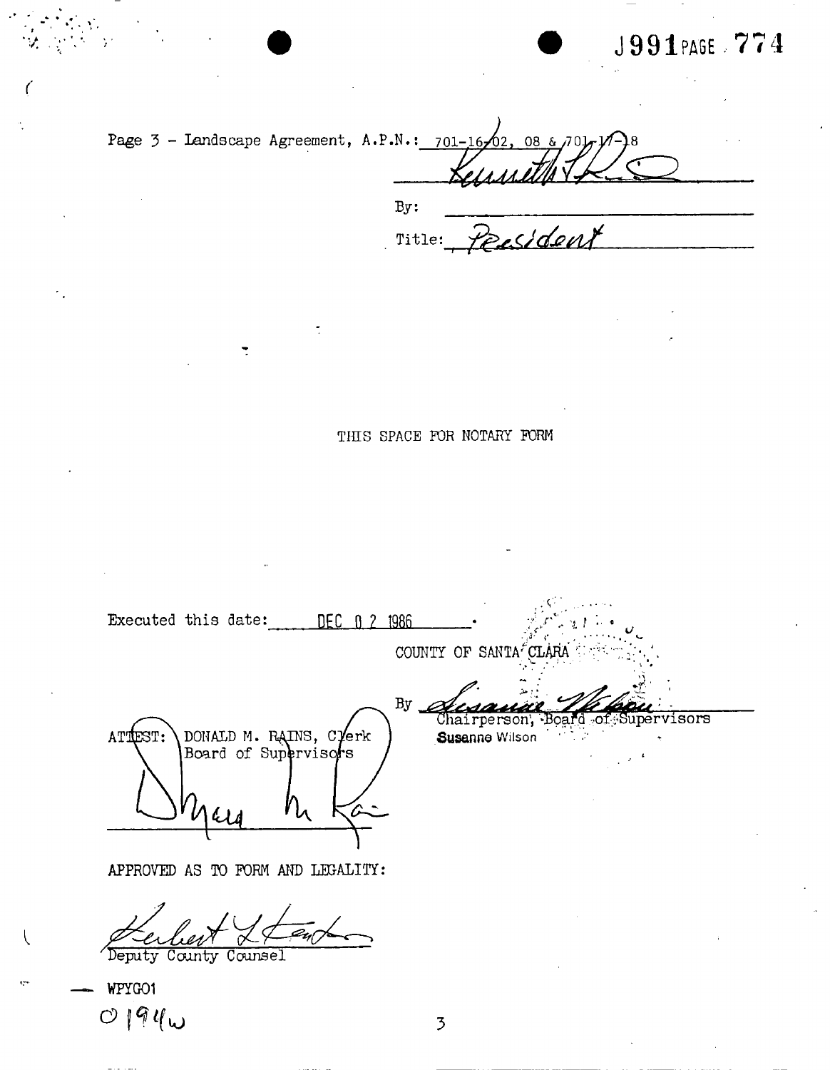Page 3 - Landscape Agreement, A.P.N.: 701-16-02, 08 & 701-17-18

By: ______________________

Title: President

THIS SPACE FOR NOTARY FORM

Executed this date: DEC 0 2 1986.

COUNTY OF SANTA CLARA

By ______________________
Chairperson, Board of Supervisors
Susanne Wilson

ATTEST: DONALD M. RAINS, Clerk
Board of Supervisors

______________________

APPROVED AS TO FORM AND LEGALITY:

______________________
Deputy County Counsel

WPYGO1
0194w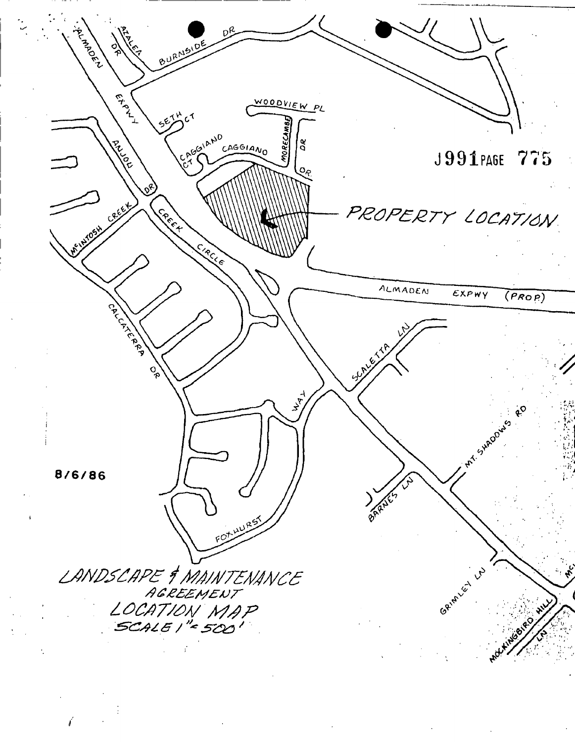J991 PAGE 775

PROPERTY LOCATION

ALMADEN EXPWY (PROP)

8/6/86

LANDSCAPE & MAINTENANCE AGREEMENT
LOCATION MAP
SCALE 1" = 500'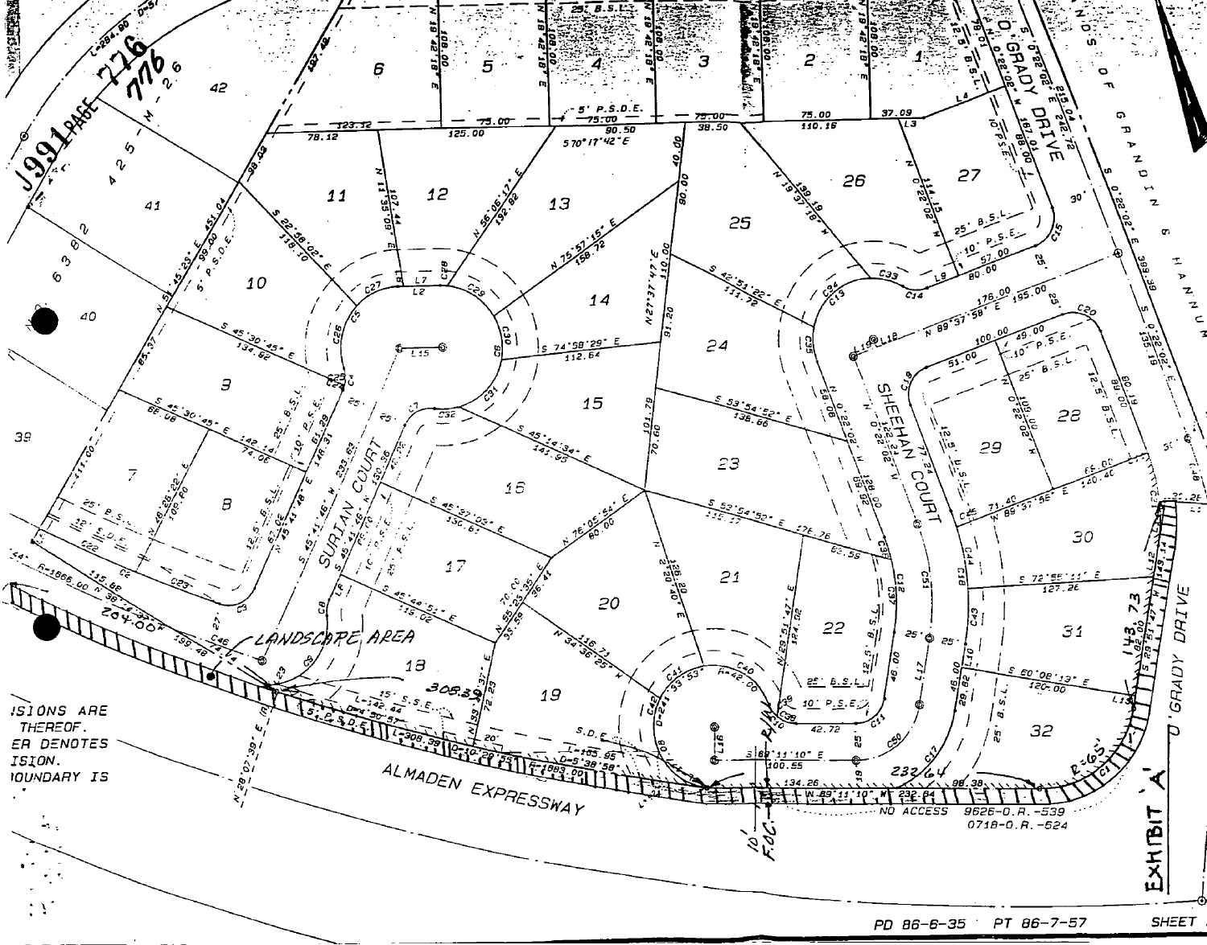J991 PAGE 776

776

425-M-26

6382

SURIAN COURT

SHEEHAN COURT

O'GRADY DRIVE

GRANDIN & HANNUM

LANDSCAPE AREA

ALMADEN EXPRESSWAY

NO ACCESS 9626-O.R.-539
0718-O.R.-624

...SIONS ARE
... THEREOF.
...ER DENOTES
...SION.
...OUNDARY IS

EXHIBIT 'A'

PD 86-6-35 PT 86-7-57 SHEET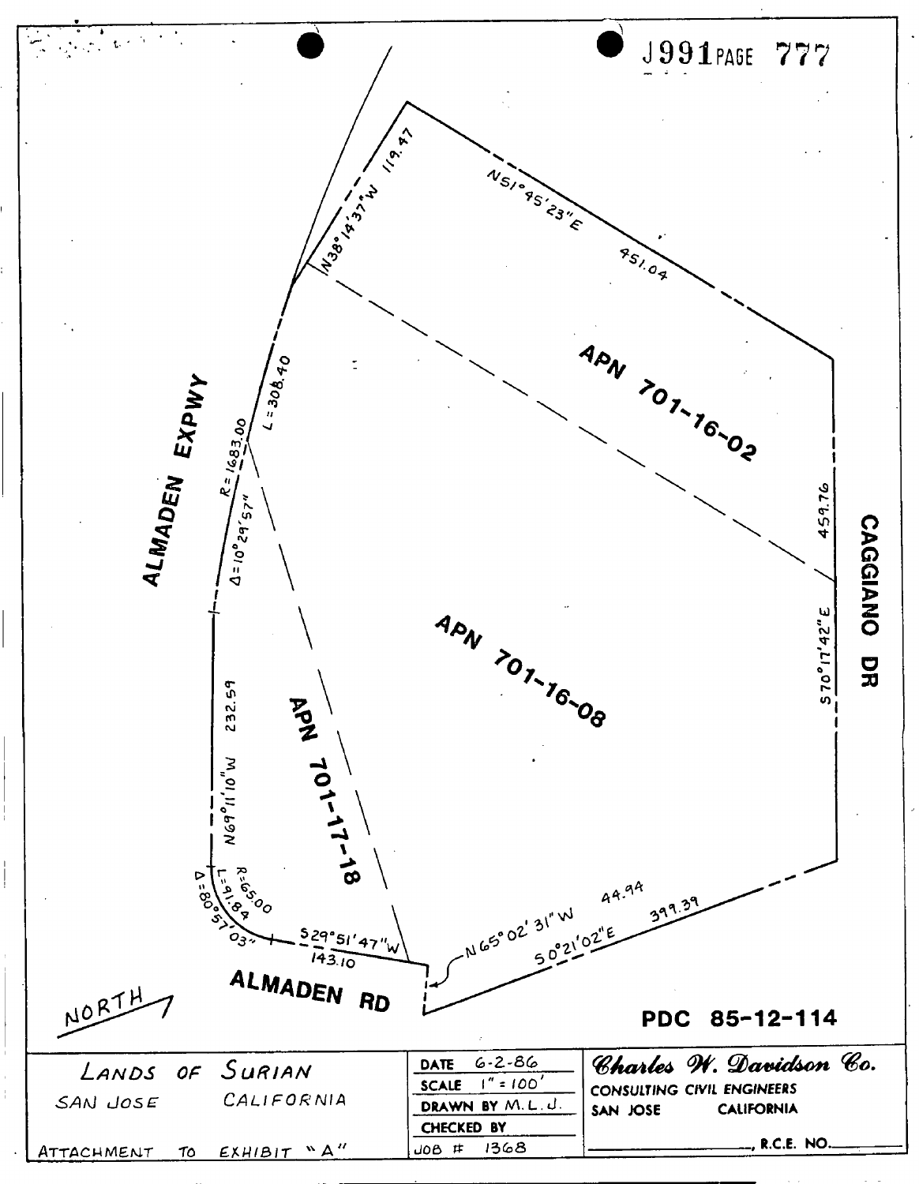J991 PAGE 777

ALMADEN EXPWY

CAGGIANO DR

ALMADEN RD

APN 701-16-02

APN 701-16-08

APN 701-17-18

N38°14'37"W 119.47

N51°45'23"E 451.04

459.76

S70°17'42"E

R=1683.00

Δ=10°29'57"

L=308.40

N69°11'10"W 232.59

R=65.00

L=91.84

Δ=80°57'03"

S29°51'47"W 143.10

N65°02'31"W 44.94

S0°21'02"E 399.39

NORTH

PDC 85-12-114

| LANDS OF SURIAN<br>SAN JOSE CALIFORNIA<br>ATTACHMENT TO EXHIBIT "A" | DATE 6-2-86<br>SCALE 1" = 100'<br>DRAWN BY M.L.J.<br>CHECKED BY<br>JOB # 1368 | *Charles W. Davidson Co.*<br>CONSULTING CIVIL ENGINEERS<br>SAN JOSE CALIFORNIA<br>__________, R.C.E. NO.______ |
|---|---|---|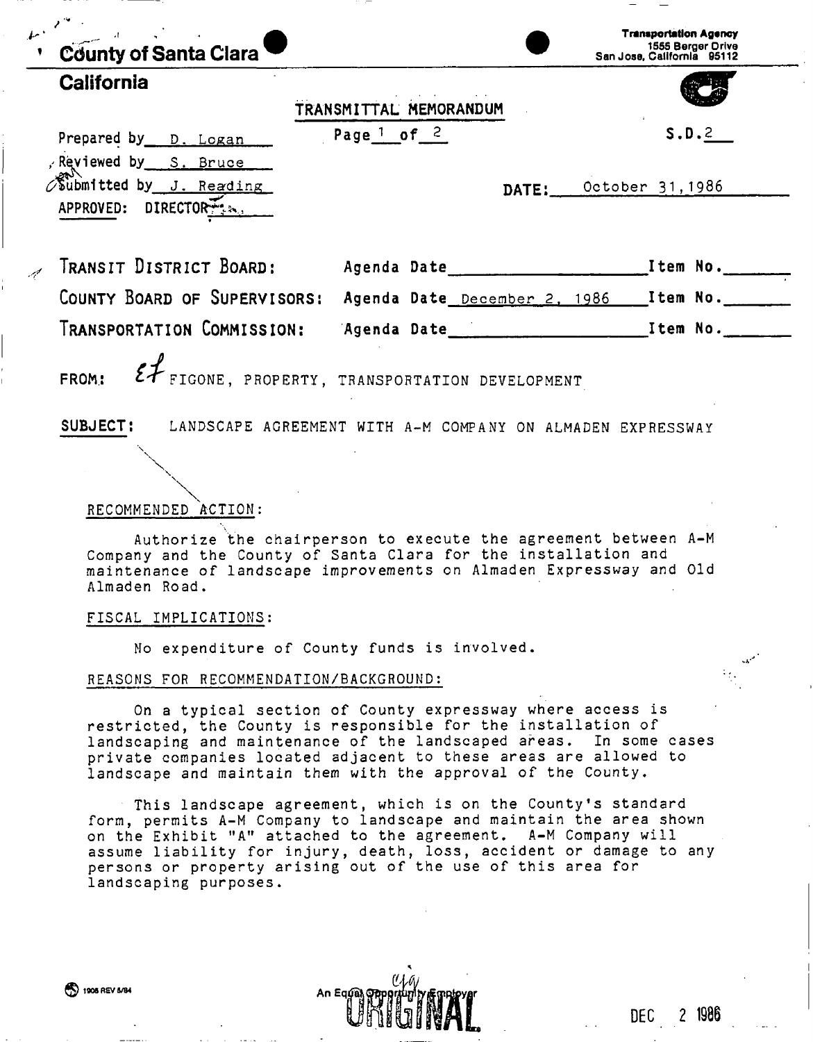**County of Santa Clara**

**California**

**Transportation Agency**
1555 Berger Drive
San Jose, California 95112

## TRANSMITTAL MEMORANDUM

Prepared by D. Logan

Reviewed by S. Bruce

Submitted by J. Reading

APPROVED: DIRECTOR

Page 1 of 2

S.D.2

DATE: October 31,1986

TRANSIT DISTRICT BOARD: Agenda Date __________ Item No. ______

COUNTY BOARD OF SUPERVISORS: Agenda Date December 2, 1986 Item No. ______

TRANSPORTATION COMMISSION: Agenda Date __________ Item No. ______

FROM: EF FIGONE, PROPERTY, TRANSPORTATION DEVELOPMENT

**SUBJECT:** LANDSCAPE AGREEMENT WITH A-M COMPANY ON ALMADEN EXPRESSWAY

RECOMMENDED ACTION:

Authorize the chairperson to execute the agreement between A-M Company and the County of Santa Clara for the installation and maintenance of landscape improvements on Almaden Expressway and Old Almaden Road.

FISCAL IMPLICATIONS:

No expenditure of County funds is involved.

REASONS FOR RECOMMENDATION/BACKGROUND:

On a typical section of County expressway where access is restricted, the County is responsible for the installation of landscaping and maintenance of the landscaped areas. In some cases private companies located adjacent to these areas are allowed to landscape and maintain them with the approval of the County.

This landscape agreement, which is on the County's standard form, permits A-M Company to landscape and maintain the area shown on the Exhibit "A" attached to the agreement. A-M Company will assume liability for injury, death, loss, accident or damage to any persons or property arising out of the use of this area for landscaping purposes.

1906 REV 5/84

An Equal Opportunity Employer

ORIGINAL

DEC 2 1986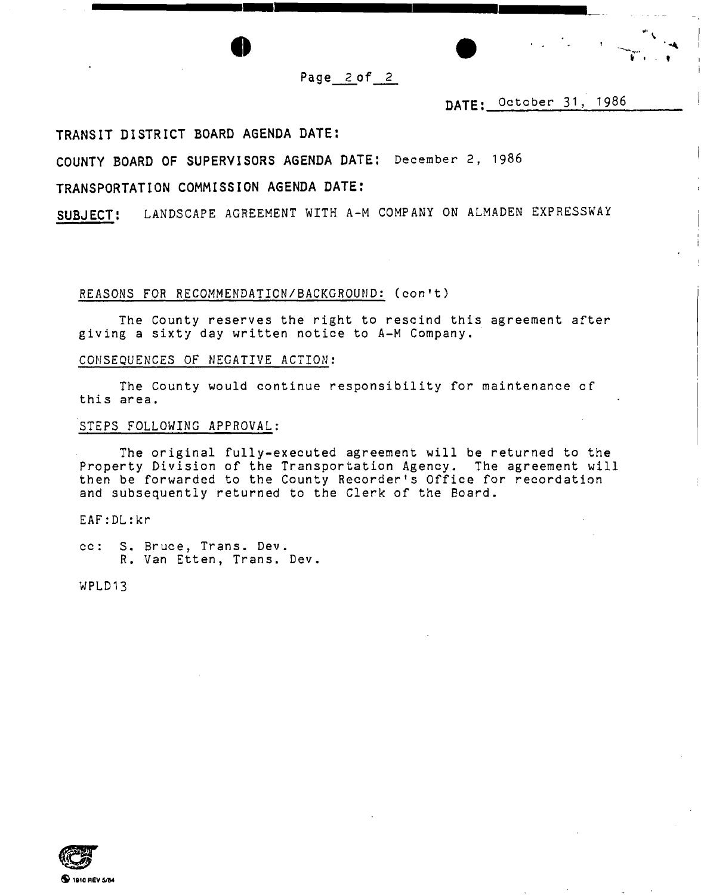DATE: October 31, 1986

**TRANSIT DISTRICT BOARD AGENDA DATE:**

**COUNTY BOARD OF SUPERVISORS AGENDA DATE:** December 2, 1986

**TRANSPORTATION COMMISSION AGENDA DATE:**

**SUBJECT:** LANDSCAPE AGREEMENT WITH A-M COMPANY ON ALMADEN EXPRESSWAY

REASONS FOR RECOMMENDATION/BACKGROUND: (con't)

The County reserves the right to rescind this agreement after giving a sixty day written notice to A-M Company.

CONSEQUENCES OF NEGATIVE ACTION:

The County would continue responsibility for maintenance of this area.

STEPS FOLLOWING APPROVAL:

The original fully-executed agreement will be returned to the Property Division of the Transportation Agency. The agreement will then be forwarded to the County Recorder's Office for recordation and subsequently returned to the Clerk of the Board.

EAF:DL:kr

cc: S. Bruce, Trans. Dev.
R. Van Etten, Trans. Dev.

WPLD13

1910 REV 5/84